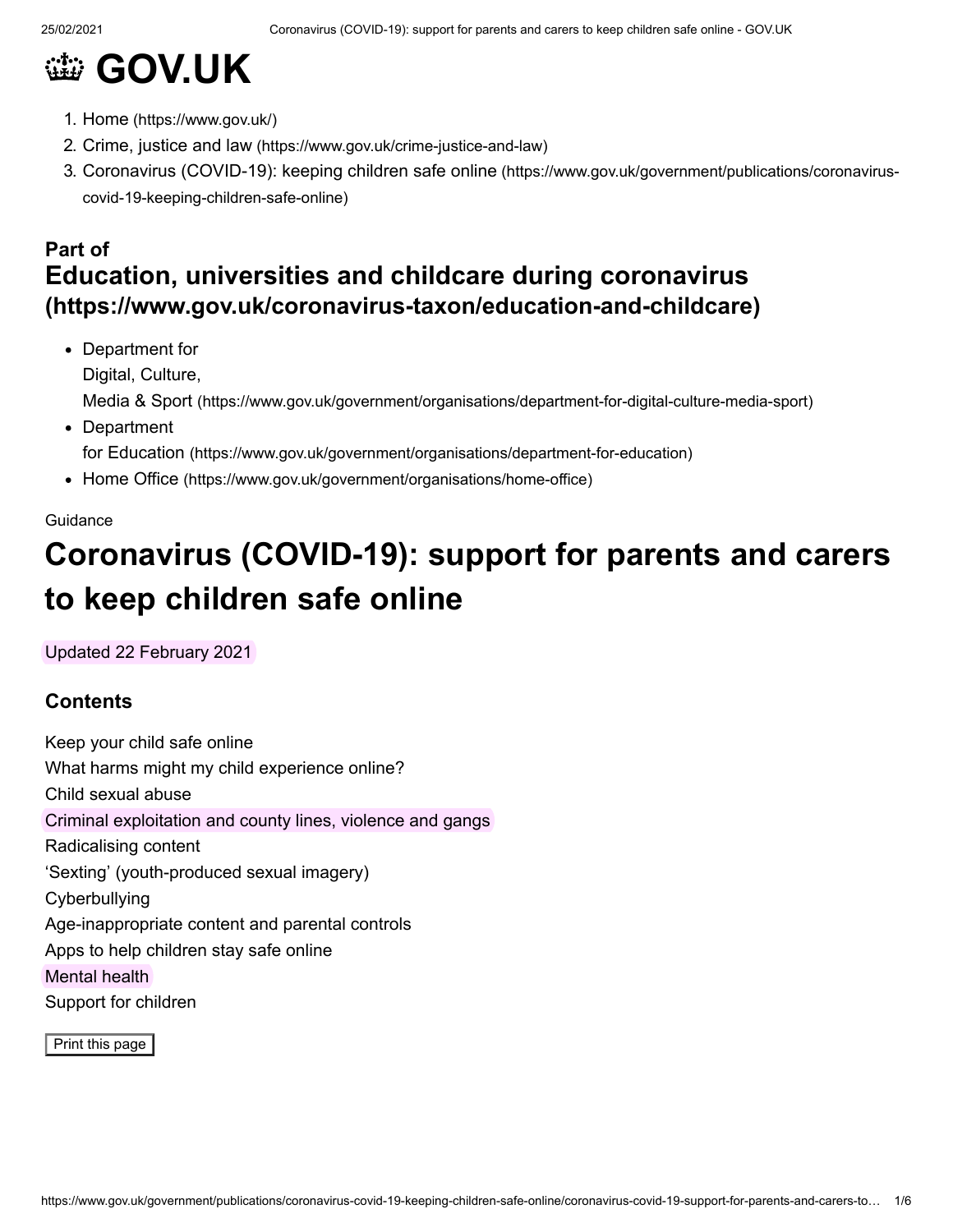# 👑 GOV.UK

1. Home (https://www.gov.uk/)
2. Crime, justice and law (https://www.gov.uk/crime-justice-and-law)
3. Coronavirus (COVID-19): keeping children safe online (https://www.gov.uk/government/publications/coronavirus-covid-19-keeping-children-safe-online)

**Part of**

### Education, universities and childcare during coronavirus (https://www.gov.uk/coronavirus-taxon/education-and-childcare)

- Department for Digital, Culture, Media & Sport (https://www.gov.uk/government/organisations/department-for-digital-culture-media-sport)
- Department for Education (https://www.gov.uk/government/organisations/department-for-education)
- Home Office (https://www.gov.uk/government/organisations/home-office)

Guidance

# Coronavirus (COVID-19): support for parents and carers to keep children safe online

Updated 22 February 2021

### Contents

Keep your child safe online
What harms might my child experience online?
Child sexual abuse
Criminal exploitation and county lines, violence and gangs
Radicalising content
'Sexting' (youth-produced sexual imagery)
Cyberbullying
Age-inappropriate content and parental controls
Apps to help children stay safe online
Mental health
Support for children

Print this page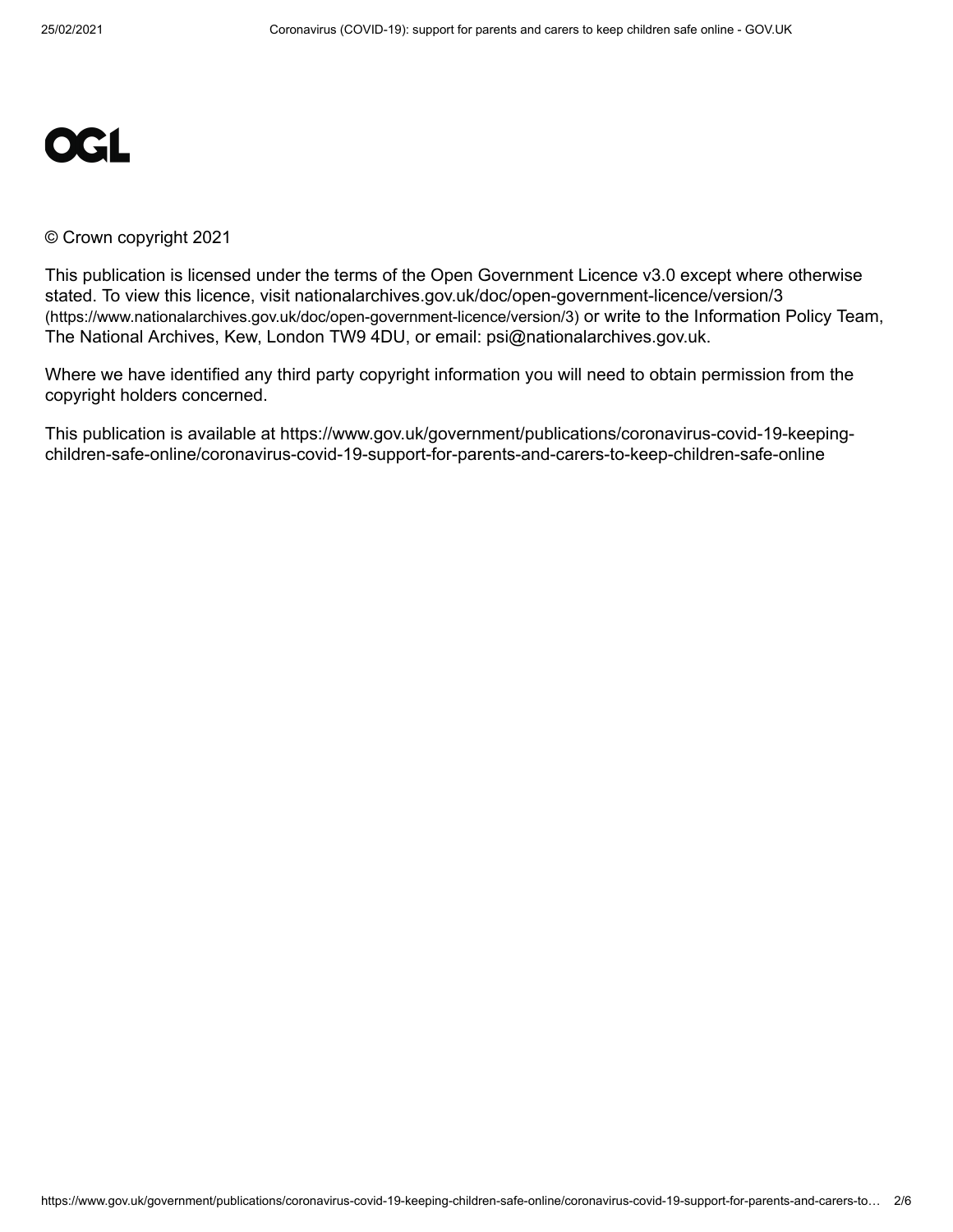OGL

© Crown copyright 2021

This publication is licensed under the terms of the Open Government Licence v3.0 except where otherwise stated. To view this licence, visit nationalarchives.gov.uk/doc/open-government-licence/version/3 (https://www.nationalarchives.gov.uk/doc/open-government-licence/version/3) or write to the Information Policy Team, The National Archives, Kew, London TW9 4DU, or email: psi@nationalarchives.gov.uk.

Where we have identified any third party copyright information you will need to obtain permission from the copyright holders concerned.

This publication is available at https://www.gov.uk/government/publications/coronavirus-covid-19-keeping-children-safe-online/coronavirus-covid-19-support-for-parents-and-carers-to-keep-children-safe-online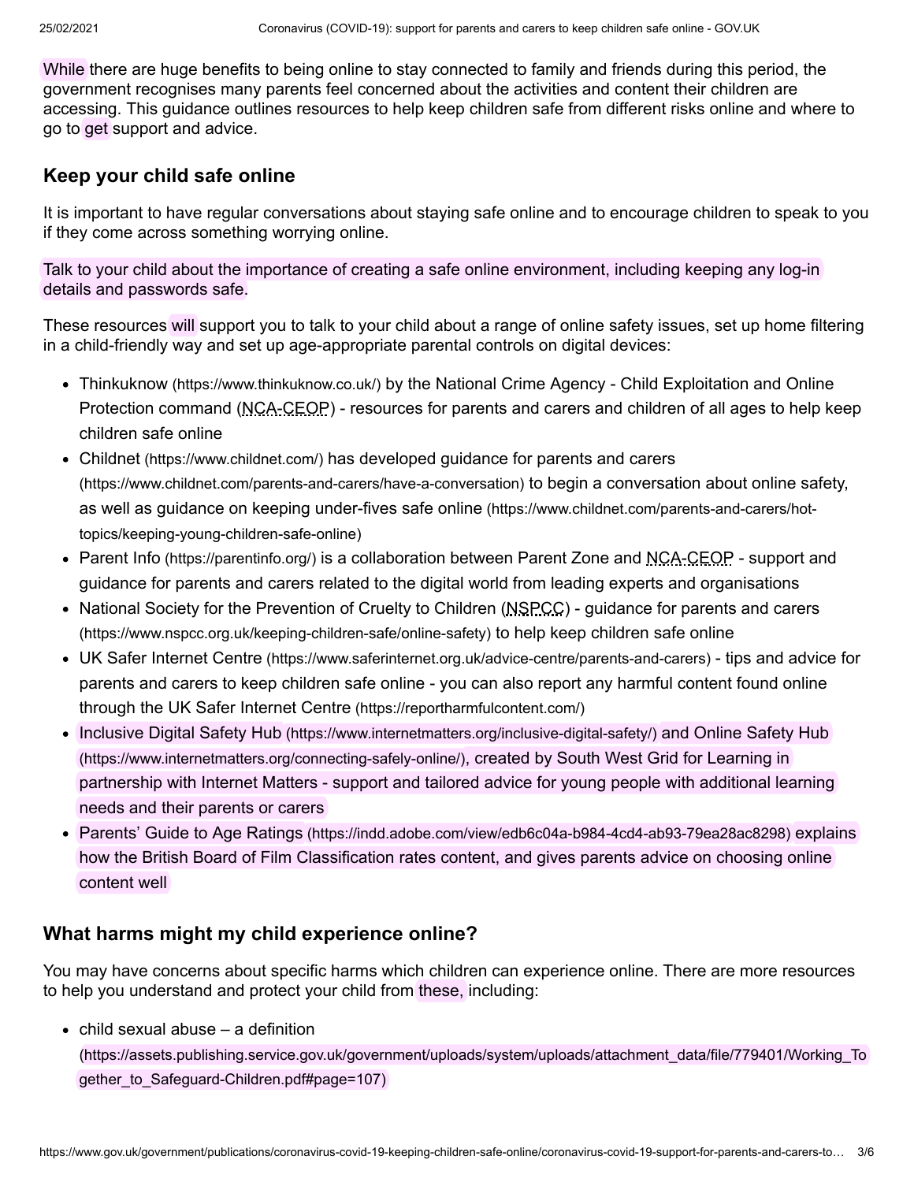While there are huge benefits to being online to stay connected to family and friends during this period, the government recognises many parents feel concerned about the activities and content their children are accessing. This guidance outlines resources to help keep children safe from different risks online and where to go to get support and advice.

## Keep your child safe online

It is important to have regular conversations about staying safe online and to encourage children to speak to you if they come across something worrying online.

Talk to your child about the importance of creating a safe online environment, including keeping any log-in details and passwords safe.

These resources will support you to talk to your child about a range of online safety issues, set up home filtering in a child-friendly way and set up age-appropriate parental controls on digital devices:

- Thinkuknow (https://www.thinkuknow.co.uk/) by the National Crime Agency - Child Exploitation and Online Protection command (NCA-CEOP) - resources for parents and carers and children of all ages to help keep children safe online
- Childnet (https://www.childnet.com/) has developed guidance for parents and carers (https://www.childnet.com/parents-and-carers/have-a-conversation) to begin a conversation about online safety, as well as guidance on keeping under-fives safe online (https://www.childnet.com/parents-and-carers/hot-topics/keeping-young-children-safe-online)
- Parent Info (https://parentinfo.org/) is a collaboration between Parent Zone and NCA-CEOP - support and guidance for parents and carers related to the digital world from leading experts and organisations
- National Society for the Prevention of Cruelty to Children (NSPCC) - guidance for parents and carers (https://www.nspcc.org.uk/keeping-children-safe/online-safety) to help keep children safe online
- UK Safer Internet Centre (https://www.saferinternet.org.uk/advice-centre/parents-and-carers) - tips and advice for parents and carers to keep children safe online - you can also report any harmful content found online through the UK Safer Internet Centre (https://reportharmfulcontent.com/)
- Inclusive Digital Safety Hub (https://www.internetmatters.org/inclusive-digital-safety/) and Online Safety Hub (https://www.internetmatters.org/connecting-safely-online/), created by South West Grid for Learning in partnership with Internet Matters - support and tailored advice for young people with additional learning needs and their parents or carers
- Parents' Guide to Age Ratings (https://indd.adobe.com/view/edb6c04a-b984-4cd4-ab93-79ea28ac8298) explains how the British Board of Film Classification rates content, and gives parents advice on choosing online content well

## What harms might my child experience online?

You may have concerns about specific harms which children can experience online. There are more resources to help you understand and protect your child from these, including:

- child sexual abuse – a definition (https://assets.publishing.service.gov.uk/government/uploads/system/uploads/attachment_data/file/779401/Working_Together_to_Safeguard-Children.pdf#page=107)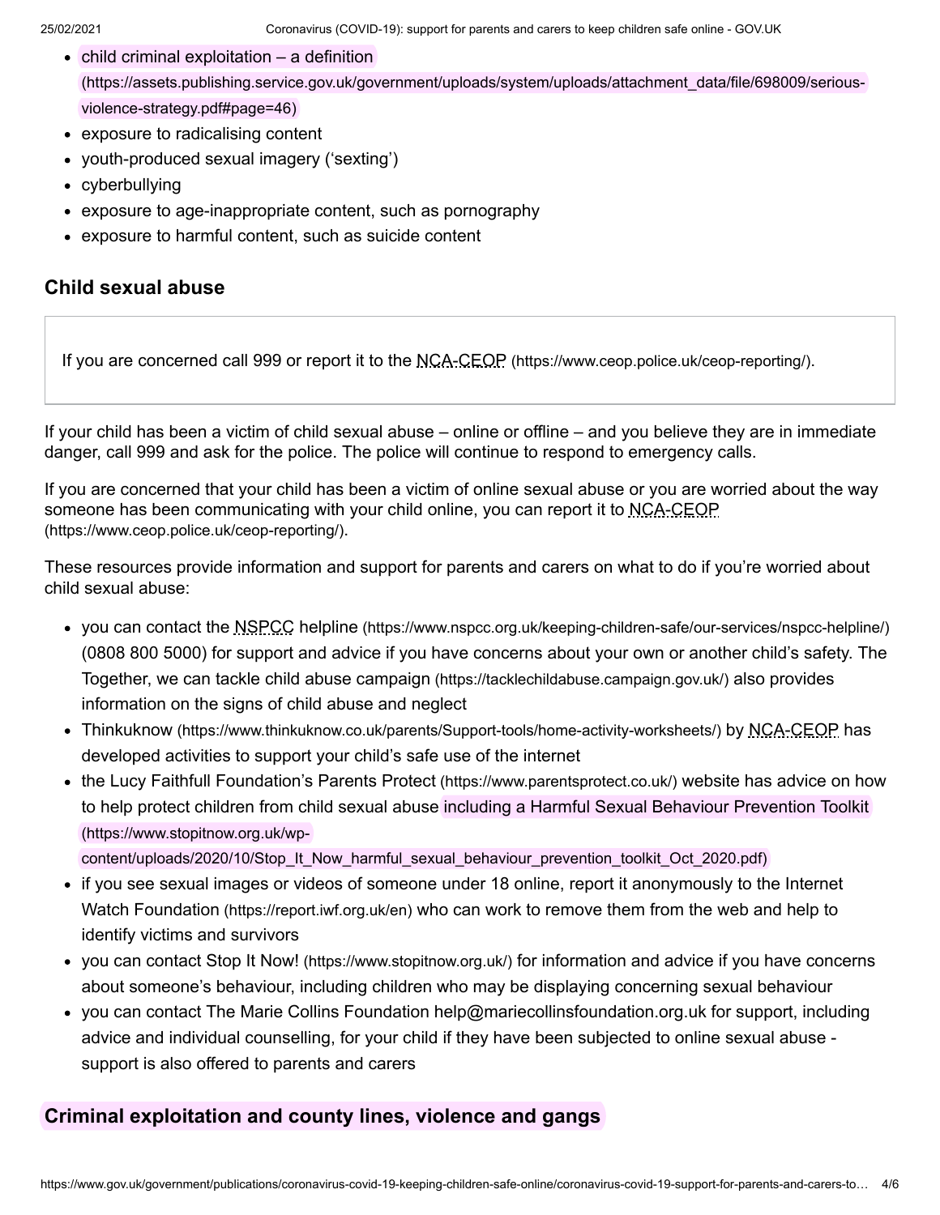- child criminal exploitation – a definition (https://assets.publishing.service.gov.uk/government/uploads/system/uploads/attachment_data/file/698009/serious-violence-strategy.pdf#page=46)
- exposure to radicalising content
- youth-produced sexual imagery ('sexting')
- cyberbullying
- exposure to age-inappropriate content, such as pornography
- exposure to harmful content, such as suicide content

## Child sexual abuse

If you are concerned call 999 or report it to the NCA-CEOP (https://www.ceop.police.uk/ceop-reporting/).

If your child has been a victim of child sexual abuse – online or offline – and you believe they are in immediate danger, call 999 and ask for the police. The police will continue to respond to emergency calls.

If you are concerned that your child has been a victim of online sexual abuse or you are worried about the way someone has been communicating with your child online, you can report it to NCA-CEOP (https://www.ceop.police.uk/ceop-reporting/).

These resources provide information and support for parents and carers on what to do if you're worried about child sexual abuse:

- you can contact the NSPCC helpline (https://www.nspcc.org.uk/keeping-children-safe/our-services/nspcc-helpline/) (0808 800 5000) for support and advice if you have concerns about your own or another child's safety. The Together, we can tackle child abuse campaign (https://tacklechildabuse.campaign.gov.uk/) also provides information on the signs of child abuse and neglect
- Thinkuknow (https://www.thinkuknow.co.uk/parents/Support-tools/home-activity-worksheets/) by NCA-CEOP has developed activities to support your child's safe use of the internet
- the Lucy Faithfull Foundation's Parents Protect (https://www.parentsprotect.co.uk/) website has advice on how to help protect children from child sexual abuse including a Harmful Sexual Behaviour Prevention Toolkit (https://www.stopitnow.org.uk/wp-content/uploads/2020/10/Stop_It_Now_harmful_sexual_behaviour_prevention_toolkit_Oct_2020.pdf)
- if you see sexual images or videos of someone under 18 online, report it anonymously to the Internet Watch Foundation (https://report.iwf.org.uk/en) who can work to remove them from the web and help to identify victims and survivors
- you can contact Stop It Now! (https://www.stopitnow.org.uk/) for information and advice if you have concerns about someone's behaviour, including children who may be displaying concerning sexual behaviour
- you can contact The Marie Collins Foundation help@mariecollinsfoundation.org.uk for support, including advice and individual counselling, for your child if they have been subjected to online sexual abuse - support is also offered to parents and carers

## Criminal exploitation and county lines, violence and gangs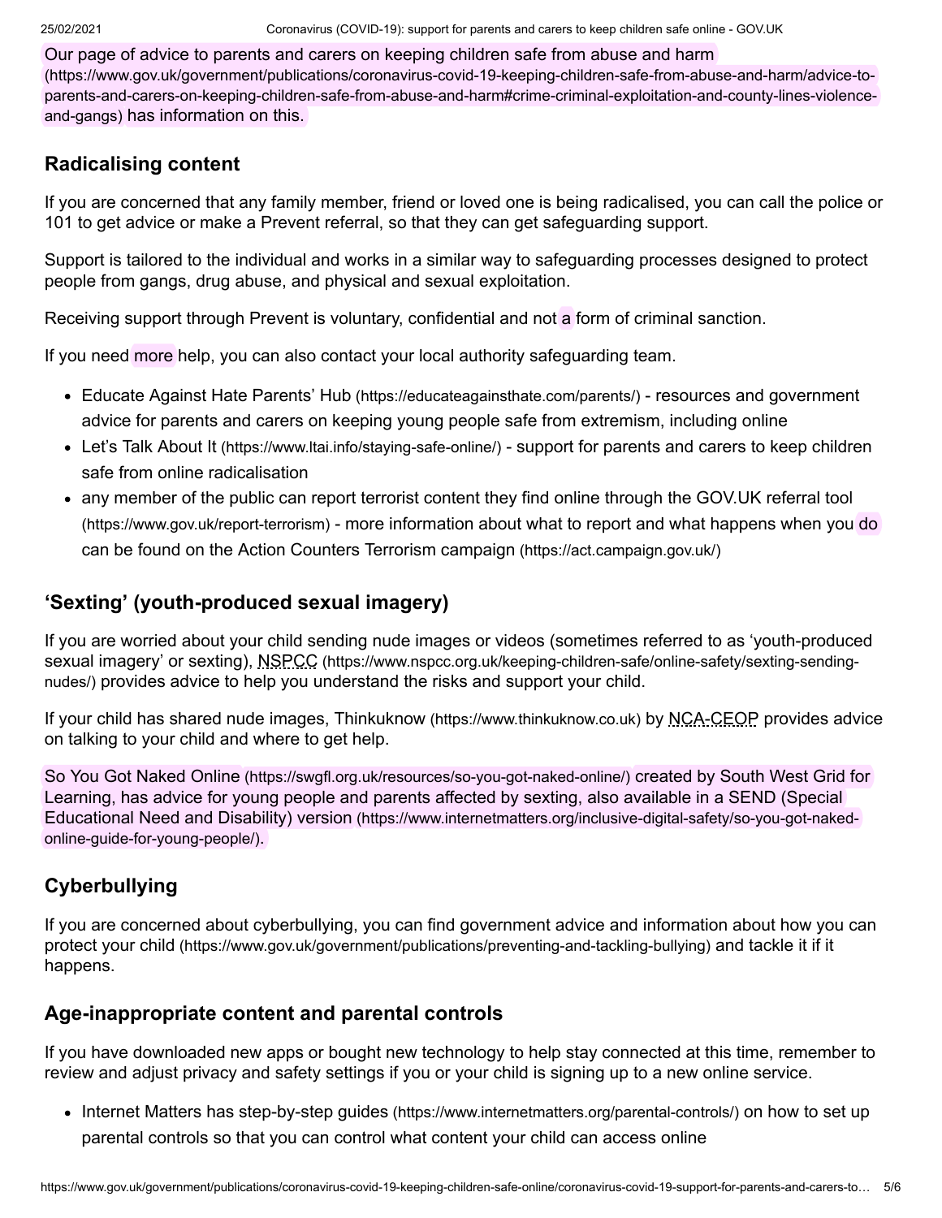Our page of advice to parents and carers on keeping children safe from abuse and harm (https://www.gov.uk/government/publications/coronavirus-covid-19-keeping-children-safe-from-abuse-and-harm/advice-to-parents-and-carers-on-keeping-children-safe-from-abuse-and-harm#crime-criminal-exploitation-and-county-lines-violence-and-gangs) has information on this.

## Radicalising content

If you are concerned that any family member, friend or loved one is being radicalised, you can call the police or 101 to get advice or make a Prevent referral, so that they can get safeguarding support.

Support is tailored to the individual and works in a similar way to safeguarding processes designed to protect people from gangs, drug abuse, and physical and sexual exploitation.

Receiving support through Prevent is voluntary, confidential and not a form of criminal sanction.

If you need more help, you can also contact your local authority safeguarding team.

- Educate Against Hate Parents' Hub (https://educateagainsthate.com/parents/) - resources and government advice for parents and carers on keeping young people safe from extremism, including online
- Let's Talk About It (https://www.ltai.info/staying-safe-online/) - support for parents and carers to keep children safe from online radicalisation
- any member of the public can report terrorist content they find online through the GOV.UK referral tool (https://www.gov.uk/report-terrorism) - more information about what to report and what happens when you do can be found on the Action Counters Terrorism campaign (https://act.campaign.gov.uk/)

## 'Sexting' (youth-produced sexual imagery)

If you are worried about your child sending nude images or videos (sometimes referred to as 'youth-produced sexual imagery' or sexting), NSPCC (https://www.nspcc.org.uk/keeping-children-safe/online-safety/sexting-sending-nudes/) provides advice to help you understand the risks and support your child.

If your child has shared nude images, Thinkuknow (https://www.thinkuknow.co.uk) by NCA-CEOP provides advice on talking to your child and where to get help.

So You Got Naked Online (https://swgfl.org.uk/resources/so-you-got-naked-online/) created by South West Grid for Learning, has advice for young people and parents affected by sexting, also available in a SEND (Special Educational Need and Disability) version (https://www.internetmatters.org/inclusive-digital-safety/so-you-got-naked-online-guide-for-young-people/).

## Cyberbullying

If you are concerned about cyberbullying, you can find government advice and information about how you can protect your child (https://www.gov.uk/government/publications/preventing-and-tackling-bullying) and tackle it if it happens.

## Age-inappropriate content and parental controls

If you have downloaded new apps or bought new technology to help stay connected at this time, remember to review and adjust privacy and safety settings if you or your child is signing up to a new online service.

- Internet Matters has step-by-step guides (https://www.internetmatters.org/parental-controls/) on how to set up parental controls so that you can control what content your child can access online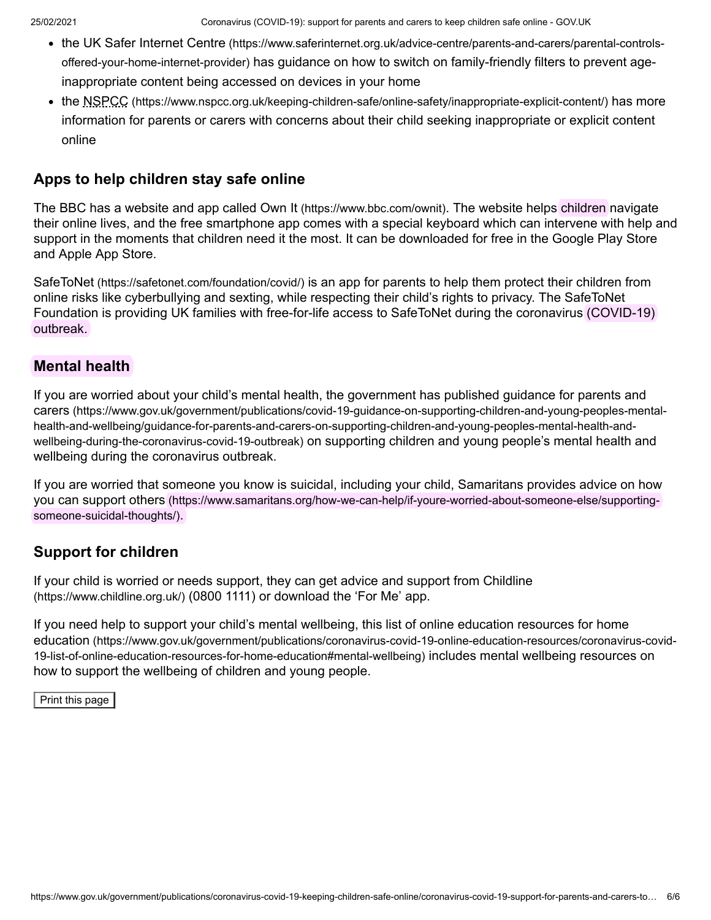- the UK Safer Internet Centre (https://www.saferinternet.org.uk/advice-centre/parents-and-carers/parental-controls-offered-your-home-internet-provider) has guidance on how to switch on family-friendly filters to prevent age-inappropriate content being accessed on devices in your home
- the NSPCC (https://www.nspcc.org.uk/keeping-children-safe/online-safety/inappropriate-explicit-content/) has more information for parents or carers with concerns about their child seeking inappropriate or explicit content online

## Apps to help children stay safe online

The BBC has a website and app called Own It (https://www.bbc.com/ownit). The website helps children navigate their online lives, and the free smartphone app comes with a special keyboard which can intervene with help and support in the moments that children need it the most. It can be downloaded for free in the Google Play Store and Apple App Store.

SafeToNet (https://safetonet.com/foundation/covid/) is an app for parents to help them protect their children from online risks like cyberbullying and sexting, while respecting their child's rights to privacy. The SafeToNet Foundation is providing UK families with free-for-life access to SafeToNet during the coronavirus (COVID-19) outbreak.

## Mental health

If you are worried about your child's mental health, the government has published guidance for parents and carers (https://www.gov.uk/government/publications/covid-19-guidance-on-supporting-children-and-young-peoples-mental-health-and-wellbeing/guidance-for-parents-and-carers-on-supporting-children-and-young-peoples-mental-health-and-wellbeing-during-the-coronavirus-covid-19-outbreak) on supporting children and young people's mental health and wellbeing during the coronavirus outbreak.

If you are worried that someone you know is suicidal, including your child, Samaritans provides advice on how you can support others (https://www.samaritans.org/how-we-can-help/if-youre-worried-about-someone-else/supporting-someone-suicidal-thoughts/).

## Support for children

If your child is worried or needs support, they can get advice and support from Childline (https://www.childline.org.uk/) (0800 1111) or download the 'For Me' app.

If you need help to support your child's mental wellbeing, this list of online education resources for home education (https://www.gov.uk/government/publications/coronavirus-covid-19-online-education-resources/coronavirus-covid-19-list-of-online-education-resources-for-home-education#mental-wellbeing) includes mental wellbeing resources on how to support the wellbeing of children and young people.

Print this page